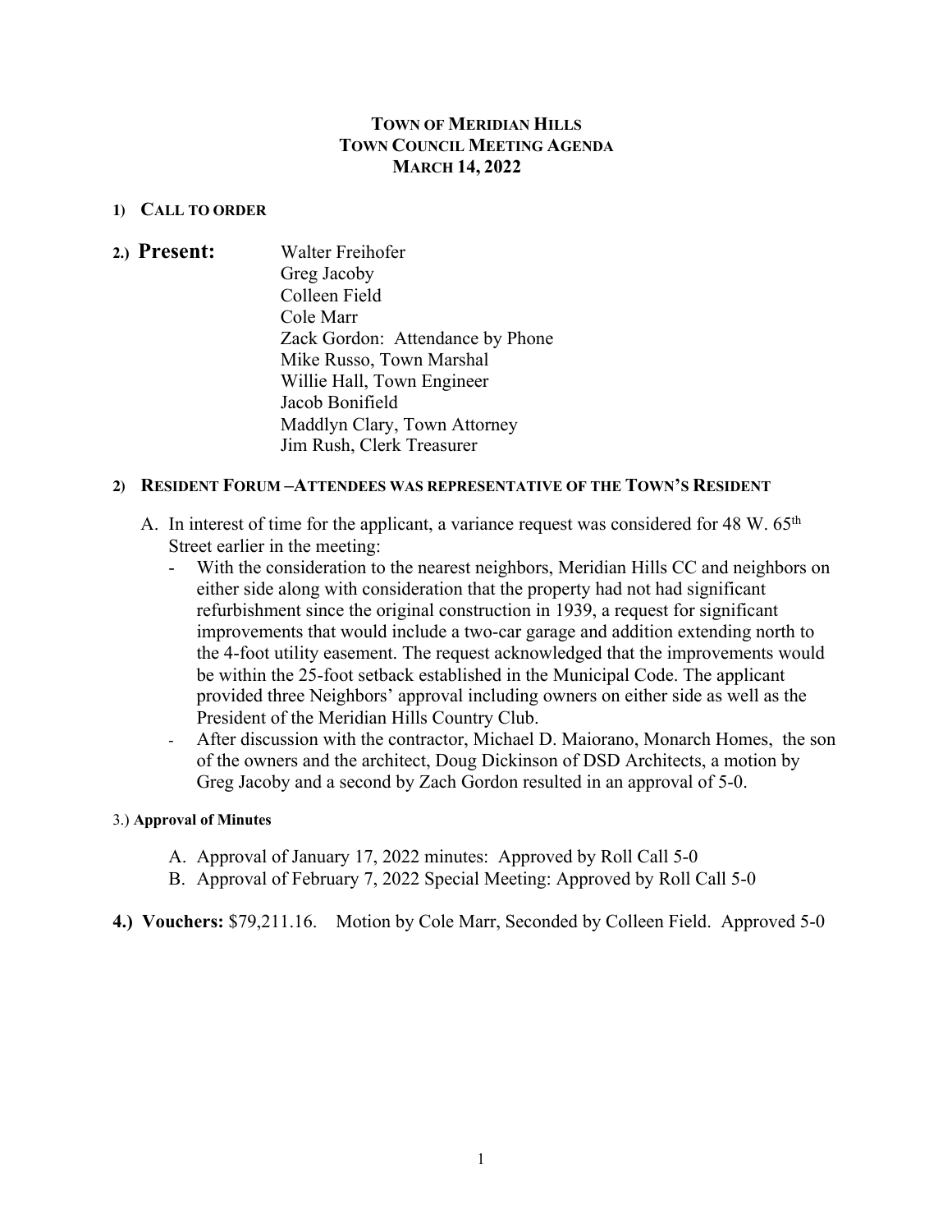# TOWN OF MERIDIAN HILLS
## TOWN COUNCIL MEETING AGENDA
### MARCH 14, 2022

**1) CALL TO ORDER**

**2.) Present:**

Walter Freihofer
Greg Jacoby
Colleen Field
Cole Marr
Zack Gordon: Attendance by Phone
Mike Russo, Town Marshal
Willie Hall, Town Engineer
Jacob Bonifield
Maddlyn Clary, Town Attorney
Jim Rush, Clerk Treasurer

**2) RESIDENT FORUM –ATTENDEES WAS REPRESENTATIVE OF THE TOWN'S RESIDENT**

A. In interest of time for the applicant, a variance request was considered for 48 W. 65th Street earlier in the meeting:
   - With the consideration to the nearest neighbors, Meridian Hills CC and neighbors on either side along with consideration that the property had not had significant refurbishment since the original construction in 1939, a request for significant improvements that would include a two-car garage and addition extending north to the 4-foot utility easement. The request acknowledged that the improvements would be within the 25-foot setback established in the Municipal Code. The applicant provided three Neighbors' approval including owners on either side as well as the President of the Meridian Hills Country Club.
   - After discussion with the contractor, Michael D. Maiorano, Monarch Homes, the son of the owners and the architect, Doug Dickinson of DSD Architects, a motion by Greg Jacoby and a second by Zach Gordon resulted in an approval of 5-0.

3.) **Approval of Minutes**

A. Approval of January 17, 2022 minutes: Approved by Roll Call 5-0
B. Approval of February 7, 2022 Special Meeting: Approved by Roll Call 5-0

**4.) Vouchers:** $79,211.16. Motion by Cole Marr, Seconded by Colleen Field. Approved 5-0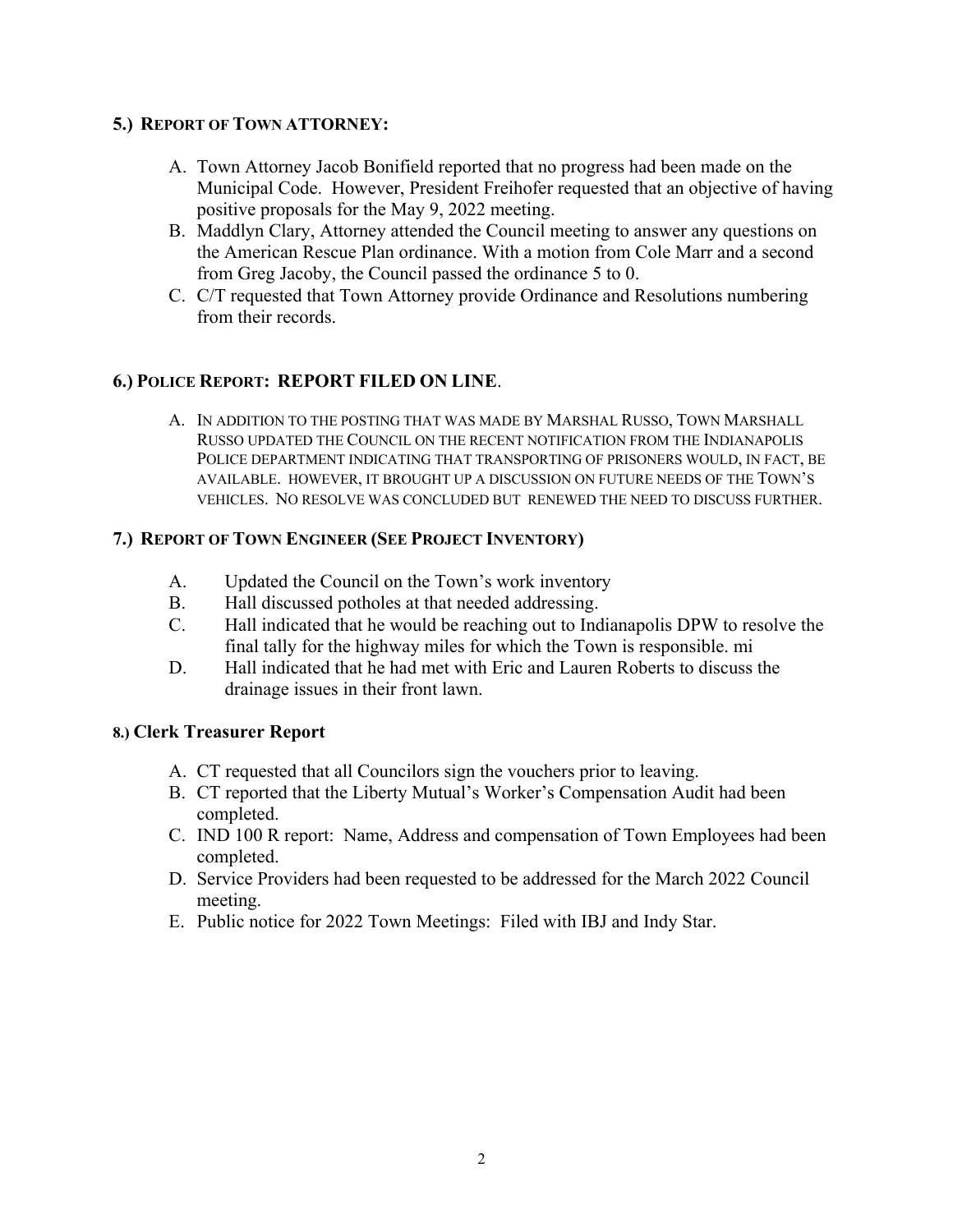### 5.) REPORT OF TOWN ATTORNEY:

A. Town Attorney Jacob Bonifield reported that no progress had been made on the Municipal Code. However, President Freihofer requested that an objective of having positive proposals for the May 9, 2022 meeting.
B. Maddlyn Clary, Attorney attended the Council meeting to answer any questions on the American Rescue Plan ordinance. With a motion from Cole Marr and a second from Greg Jacoby, the Council passed the ordinance 5 to 0.
C. C/T requested that Town Attorney provide Ordinance and Resolutions numbering from their records.

### 6.) POLICE REPORT: REPORT FILED ON LINE.

A. IN ADDITION TO THE POSTING THAT WAS MADE BY MARSHAL RUSSO, TOWN MARSHALL RUSSO UPDATED THE COUNCIL ON THE RECENT NOTIFICATION FROM THE INDIANAPOLIS POLICE DEPARTMENT INDICATING THAT TRANSPORTING OF PRISONERS WOULD, IN FACT, BE AVAILABLE. HOWEVER, IT BROUGHT UP A DISCUSSION ON FUTURE NEEDS OF THE TOWN'S VEHICLES. NO RESOLVE WAS CONCLUDED BUT RENEWED THE NEED TO DISCUSS FURTHER.

### 7.) REPORT OF TOWN ENGINEER (SEE PROJECT INVENTORY)

A. Updated the Council on the Town's work inventory
B. Hall discussed potholes at that needed addressing.
C. Hall indicated that he would be reaching out to Indianapolis DPW to resolve the final tally for the highway miles for which the Town is responsible. mi
D. Hall indicated that he had met with Eric and Lauren Roberts to discuss the drainage issues in their front lawn.

### 8.) Clerk Treasurer Report

A. CT requested that all Councilors sign the vouchers prior to leaving.
B. CT reported that the Liberty Mutual's Worker's Compensation Audit had been completed.
C. IND 100 R report: Name, Address and compensation of Town Employees had been completed.
D. Service Providers had been requested to be addressed for the March 2022 Council meeting.
E. Public notice for 2022 Town Meetings: Filed with IBJ and Indy Star.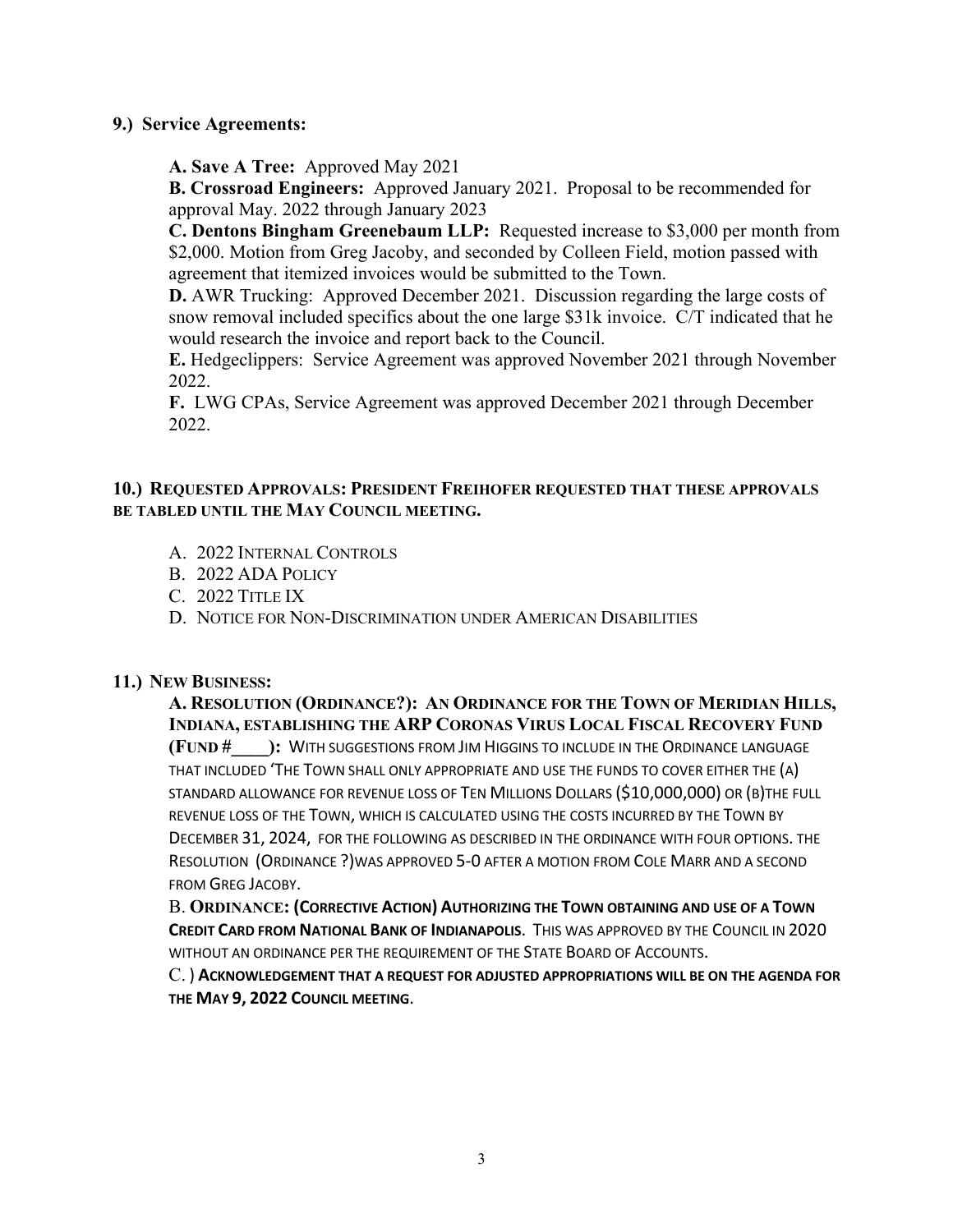**9.) Service Agreements:**

**A. Save A Tree:** Approved May 2021

**B. Crossroad Engineers:** Approved January 2021. Proposal to be recommended for approval May. 2022 through January 2023

**C. Dentons Bingham Greenebaum LLP:** Requested increase to $3,000 per month from $2,000. Motion from Greg Jacoby, and seconded by Colleen Field, motion passed with agreement that itemized invoices would be submitted to the Town.

**D.** AWR Trucking: Approved December 2021. Discussion regarding the large costs of snow removal included specifics about the one large $31k invoice. C/T indicated that he would research the invoice and report back to the Council.

**E.** Hedgeclippers: Service Agreement was approved November 2021 through November 2022.

**F.** LWG CPAs, Service Agreement was approved December 2021 through December 2022.

**10.) REQUESTED APPROVALS: PRESIDENT FREIHOFER REQUESTED THAT THESE APPROVALS BE TABLED UNTIL THE MAY COUNCIL MEETING.**

A. 2022 INTERNAL CONTROLS

B. 2022 ADA POLICY

C. 2022 TITLE IX

D. NOTICE FOR NON-DISCRIMINATION UNDER AMERICAN DISABILITIES

**11.) NEW BUSINESS:**

**A. RESOLUTION (ORDINANCE?): AN ORDINANCE FOR THE TOWN OF MERIDIAN HILLS, INDIANA, ESTABLISHING THE ARP CORONAS VIRUS LOCAL FISCAL RECOVERY FUND (FUND #\_\_\_\_):** WITH SUGGESTIONS FROM JIM HIGGINS TO INCLUDE IN THE ORDINANCE LANGUAGE THAT INCLUDED 'THE TOWN SHALL ONLY APPROPRIATE AND USE THE FUNDS TO COVER EITHER THE (A) STANDARD ALLOWANCE FOR REVENUE LOSS OF TEN MILLIONS DOLLARS ($10,000,000) OR (B)THE FULL REVENUE LOSS OF THE TOWN, WHICH IS CALCULATED USING THE COSTS INCURRED BY THE TOWN BY DECEMBER 31, 2024, FOR THE FOLLOWING AS DESCRIBED IN THE ORDINANCE WITH FOUR OPTIONS. THE RESOLUTION (ORDINANCE ?)WAS APPROVED 5-0 AFTER A MOTION FROM COLE MARR AND A SECOND FROM GREG JACOBY.

B. **ORDINANCE: (CORRECTIVE ACTION) AUTHORIZING THE TOWN OBTAINING AND USE OF A TOWN CREDIT CARD FROM NATIONAL BANK OF INDIANAPOLIS**. THIS WAS APPROVED BY THE COUNCIL IN 2020 WITHOUT AN ORDINANCE PER THE REQUIREMENT OF THE STATE BOARD OF ACCOUNTS.

C. ) **ACKNOWLEDGEMENT THAT A REQUEST FOR ADJUSTED APPROPRIATIONS WILL BE ON THE AGENDA FOR THE MAY 9, 2022 COUNCIL MEETING**.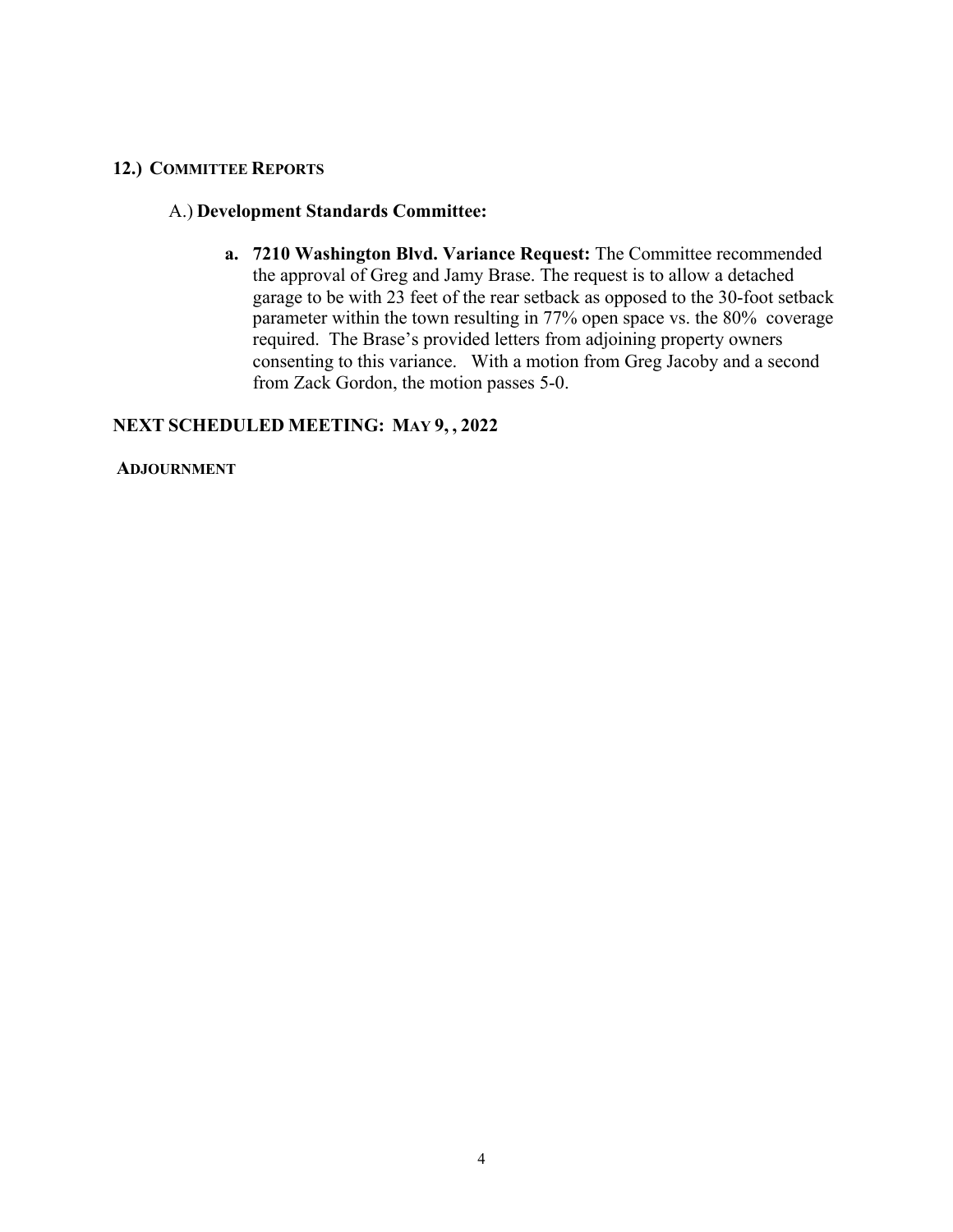**12.) COMMITTEE REPORTS**

A.) **Development Standards Committee:**

**a. 7210 Washington Blvd. Variance Request:** The Committee recommended the approval of Greg and Jamy Brase. The request is to allow a detached garage to be with 23 feet of the rear setback as opposed to the 30-foot setback parameter within the town resulting in 77% open space vs. the 80% coverage required. The Brase's provided letters from adjoining property owners consenting to this variance. With a motion from Greg Jacoby and a second from Zack Gordon, the motion passes 5-0.

**NEXT SCHEDULED MEETING: MAY 9, , 2022**

**ADJOURNMENT**